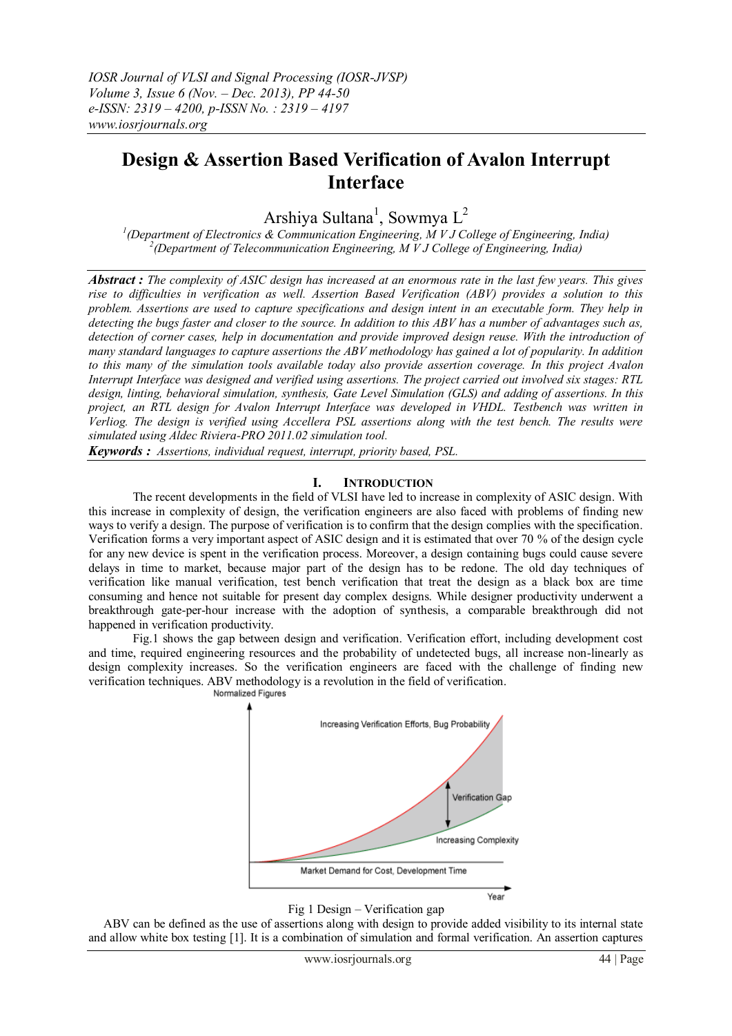# Design & Assertion Based Verification of Avalon Interrupt Interface

Arshiya Sultana[1], Sowmya L[2]

[1](Department of Electronics & Communication Engineering, M V J College of Engineering, India)
[2](Department of Telecommunication Engineering, M V J College of Engineering, India)

***Abstract :*** *The complexity of ASIC design has increased at an enormous rate in the last few years. This gives rise to difficulties in verification as well. Assertion Based Verification (ABV) provides a solution to this problem. Assertions are used to capture specifications and design intent in an executable form. They help in detecting the bugs faster and closer to the source. In addition to this ABV has a number of advantages such as, detection of corner cases, help in documentation and provide improved design reuse. With the introduction of many standard languages to capture assertions the ABV methodology has gained a lot of popularity. In addition to this many of the simulation tools available today also provide assertion coverage. In this project Avalon Interrupt Interface was designed and verified using assertions. The project carried out involved six stages: RTL design, linting, behavioral simulation, synthesis, Gate Level Simulation (GLS) and adding of assertions. In this project, an RTL design for Avalon Interrupt Interface was developed in VHDL. Testbench was written in Verliog. The design is verified using Accellera PSL assertions along with the test bench. The results were simulated using Aldec Riviera-PRO 2011.02 simulation tool.*

***Keywords :*** *Assertions, individual request, interrupt, priority based, PSL.*

## I. Introduction

The recent developments in the field of VLSI have led to increase in complexity of ASIC design. With this increase in complexity of design, the verification engineers are also faced with problems of finding new ways to verify a design. The purpose of verification is to confirm that the design complies with the specification. Verification forms a very important aspect of ASIC design and it is estimated that over 70 % of the design cycle for any new device is spent in the verification process. Moreover, a design containing bugs could cause severe delays in time to market, because major part of the design has to be redone. The old day techniques of verification like manual verification, test bench verification that treat the design as a black box are time consuming and hence not suitable for present day complex designs. While designer productivity underwent a breakthrough gate-per-hour increase with the adoption of synthesis, a comparable breakthrough did not happened in verification productivity.

Fig.1 shows the gap between design and verification. Verification effort, including development cost and time, required engineering resources and the probability of undetected bugs, all increase non-linearly as design complexity increases. So the verification engineers are faced with the challenge of finding new verification techniques. ABV methodology is a revolution in the field of verification.

Fig 1 Design – Verification gap

ABV can be defined as the use of assertions along with design to provide added visibility to its internal state and allow white box testing [1]. It is a combination of simulation and formal verification. An assertion captures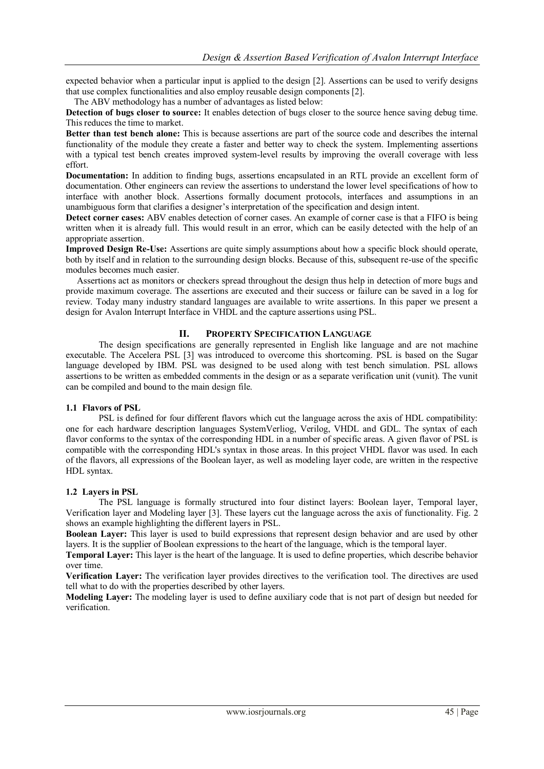expected behavior when a particular input is applied to the design [2]. Assertions can be used to verify designs that use complex functionalities and also employ reusable design components [2].

The ABV methodology has a number of advantages as listed below:

**Detection of bugs closer to source:** It enables detection of bugs closer to the source hence saving debug time. This reduces the time to market.

**Better than test bench alone:** This is because assertions are part of the source code and describes the internal functionality of the module they create a faster and better way to check the system. Implementing assertions with a typical test bench creates improved system-level results by improving the overall coverage with less effort.

**Documentation:** In addition to finding bugs, assertions encapsulated in an RTL provide an excellent form of documentation. Other engineers can review the assertions to understand the lower level specifications of how to interface with another block. Assertions formally document protocols, interfaces and assumptions in an unambiguous form that clarifies a designer's interpretation of the specification and design intent.

**Detect corner cases:** ABV enables detection of corner cases. An example of corner case is that a FIFO is being written when it is already full. This would result in an error, which can be easily detected with the help of an appropriate assertion.

**Improved Design Re-Use:** Assertions are quite simply assumptions about how a specific block should operate, both by itself and in relation to the surrounding design blocks. Because of this, subsequent re-use of the specific modules becomes much easier.

Assertions act as monitors or checkers spread throughout the design thus help in detection of more bugs and provide maximum coverage. The assertions are executed and their success or failure can be saved in a log for review. Today many industry standard languages are available to write assertions. In this paper we present a design for Avalon Interrupt Interface in VHDL and the capture assertions using PSL.

## II. PROPERTY SPECIFICATION LANGUAGE

The design specifications are generally represented in English like language and are not machine executable. The Accelera PSL [3] was introduced to overcome this shortcoming. PSL is based on the Sugar language developed by IBM. PSL was designed to be used along with test bench simulation. PSL allows assertions to be written as embedded comments in the design or as a separate verification unit (vunit). The vunit can be compiled and bound to the main design file.

### 1.1 Flavors of PSL

PSL is defined for four different flavors which cut the language across the axis of HDL compatibility: one for each hardware description languages SystemVerliog, Verilog, VHDL and GDL. The syntax of each flavor conforms to the syntax of the corresponding HDL in a number of specific areas. A given flavor of PSL is compatible with the corresponding HDL's syntax in those areas. In this project VHDL flavor was used. In each of the flavors, all expressions of the Boolean layer, as well as modeling layer code, are written in the respective HDL syntax.

### 1.2 Layers in PSL

The PSL language is formally structured into four distinct layers: Boolean layer, Temporal layer, Verification layer and Modeling layer [3]. These layers cut the language across the axis of functionality. Fig. 2 shows an example highlighting the different layers in PSL.

**Boolean Layer:** This layer is used to build expressions that represent design behavior and are used by other layers. It is the supplier of Boolean expressions to the heart of the language, which is the temporal layer.

**Temporal Layer:** This layer is the heart of the language. It is used to define properties, which describe behavior over time.

**Verification Layer:** The verification layer provides directives to the verification tool. The directives are used tell what to do with the properties described by other layers.

**Modeling Layer:** The modeling layer is used to define auxiliary code that is not part of design but needed for verification.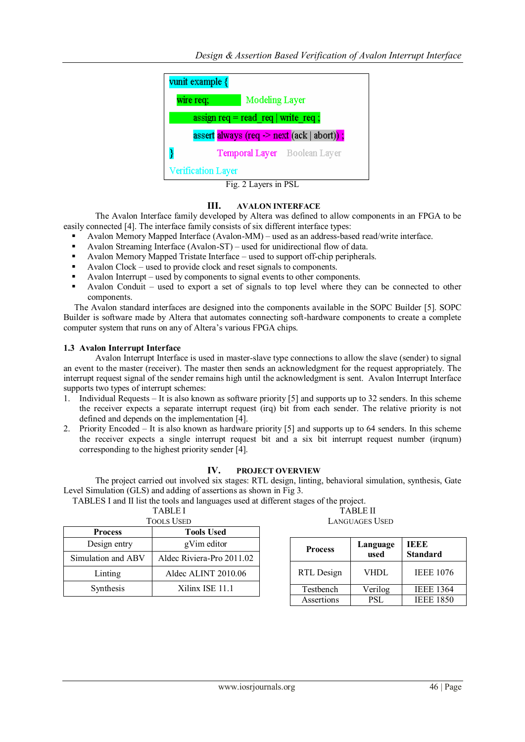```
vunit example {
    wire req;              Modeling Layer
        assign req = read_req | write_req ;
        assert always (req -> next (ack | abort)) ;
}              Temporal Layer    Boolean Layer
Verification Layer
```

Fig. 2 Layers in PSL

## III. AVALON INTERFACE

The Avalon Interface family developed by Altera was defined to allow components in an FPGA to be easily connected [4]. The interface family consists of six different interface types:

- Avalon Memory Mapped Interface (Avalon-MM) – used as an address-based read/write interface.
- Avalon Streaming Interface (Avalon-ST) – used for unidirectional flow of data.
- Avalon Memory Mapped Tristate Interface – used to support off-chip peripherals.
- Avalon Clock – used to provide clock and reset signals to components.
- Avalon Interrupt – used by components to signal events to other components.
- Avalon Conduit – used to export a set of signals to top level where they can be connected to other components.

The Avalon standard interfaces are designed into the components available in the SOPC Builder [5]. SOPC Builder is software made by Altera that automates connecting soft-hardware components to create a complete computer system that runs on any of Altera's various FPGA chips.

### 1.3 Avalon Interrupt Interface

Avalon Interrupt Interface is used in master-slave type connections to allow the slave (sender) to signal an event to the master (receiver). The master then sends an acknowledgment for the request appropriately. The interrupt request signal of the sender remains high until the acknowledgment is sent. Avalon Interrupt Interface supports two types of interrupt schemes:

1. Individual Requests – It is also known as software priority [5] and supports up to 32 senders. In this scheme the receiver expects a separate interrupt request (irq) bit from each sender. The relative priority is not defined and depends on the implementation [4].
2. Priority Encoded – It is also known as hardware priority [5] and supports up to 64 senders. In this scheme the receiver expects a single interrupt request bit and a six bit interrupt request number (irqnum) corresponding to the highest priority sender [4].

## IV. PROJECT OVERVIEW

The project carried out involved six stages: RTL design, linting, behavioral simulation, synthesis, Gate Level Simulation (GLS) and adding of assertions as shown in Fig 3.

TABLES I and II list the tools and languages used at different stages of the project.

TABLE I
TOOLS USED

| Process | Tools Used |
|---|---|
| Design entry | gVim editor |
| Simulation and ABV | Aldec Riviera-Pro 2011.02 |
| Linting | Aldec ALINT 2010.06 |
| Synthesis | Xilinx ISE 11.1 |

TABLE II
LANGUAGES USED

| Process | Language used | IEEE Standard |
|---|---|---|
| RTL Design | VHDL | IEEE 1076 |
| Testbench | Verilog | IEEE 1364 |
| Assertions | PSL | IEEE 1850 |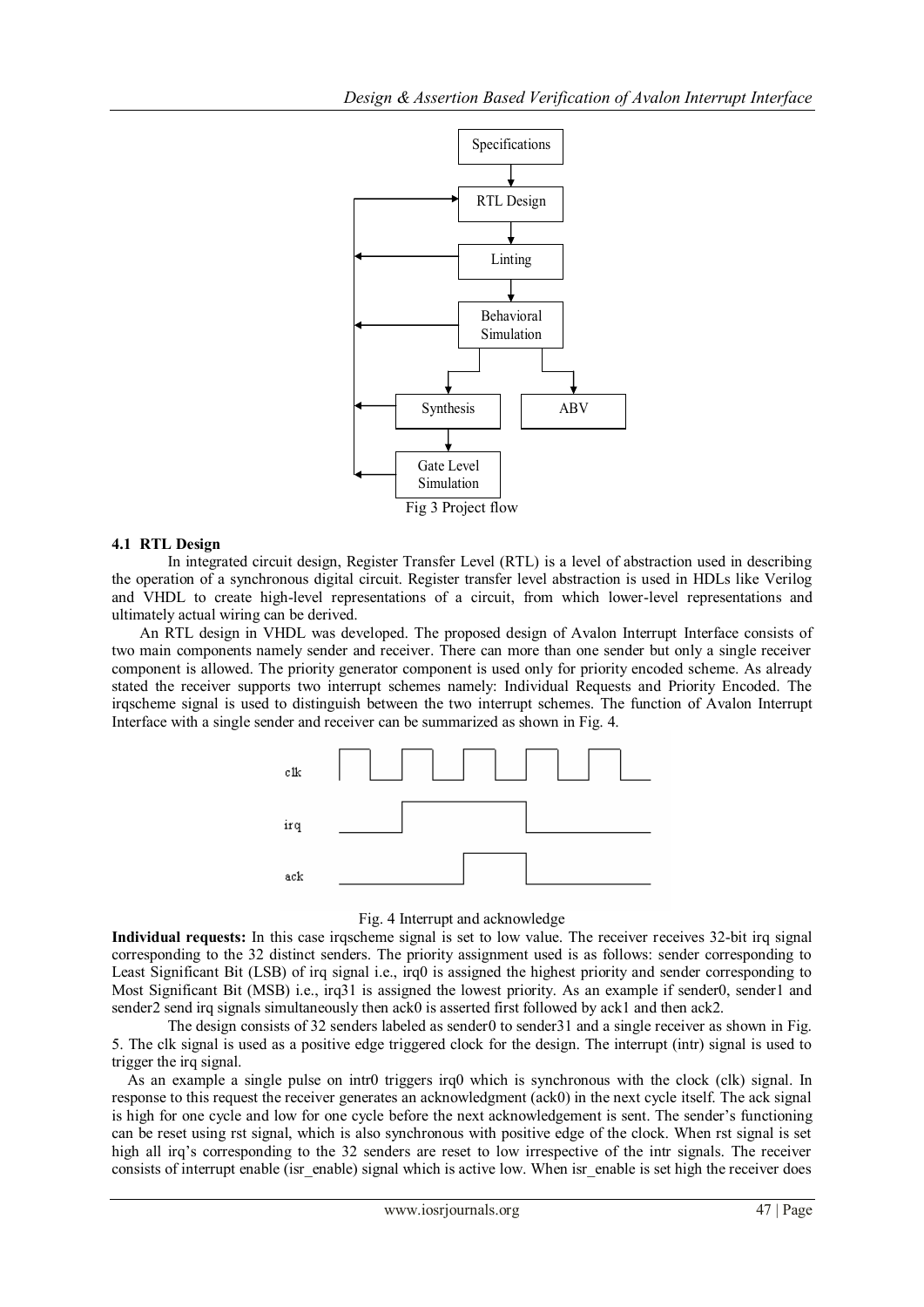Fig 3 Project flow

### 4.1 RTL Design

In integrated circuit design, Register Transfer Level (RTL) is a level of abstraction used in describing the operation of a synchronous digital circuit. Register transfer level abstraction is used in HDLs like Verilog and VHDL to create high-level representations of a circuit, from which lower-level representations and ultimately actual wiring can be derived.

An RTL design in VHDL was developed. The proposed design of Avalon Interrupt Interface consists of two main components namely sender and receiver. There can more than one sender but only a single receiver component is allowed. The priority generator component is used only for priority encoded scheme. As already stated the receiver supports two interrupt schemes namely: Individual Requests and Priority Encoded. The irqscheme signal is used to distinguish between the two interrupt schemes. The function of Avalon Interrupt Interface with a single sender and receiver can be summarized as shown in Fig. 4.

Fig. 4 Interrupt and acknowledge

**Individual requests:** In this case irqscheme signal is set to low value. The receiver receives 32-bit irq signal corresponding to the 32 distinct senders. The priority assignment used is as follows: sender corresponding to Least Significant Bit (LSB) of irq signal i.e., irq0 is assigned the highest priority and sender corresponding to Most Significant Bit (MSB) i.e., irq31 is assigned the lowest priority. As an example if sender0, sender1 and sender2 send irq signals simultaneously then ack0 is asserted first followed by ack1 and then ack2.

The design consists of 32 senders labeled as sender0 to sender31 and a single receiver as shown in Fig. 5. The clk signal is used as a positive edge triggered clock for the design. The interrupt (intr) signal is used to trigger the irq signal.

As an example a single pulse on intr0 triggers irq0 which is synchronous with the clock (clk) signal. In response to this request the receiver generates an acknowledgment (ack0) in the next cycle itself. The ack signal is high for one cycle and low for one cycle before the next acknowledgement is sent. The sender's functioning can be reset using rst signal, which is also synchronous with positive edge of the clock. When rst signal is set high all irq's corresponding to the 32 senders are reset to low irrespective of the intr signals. The receiver consists of interrupt enable (isr_enable) signal which is active low. When isr_enable is set high the receiver does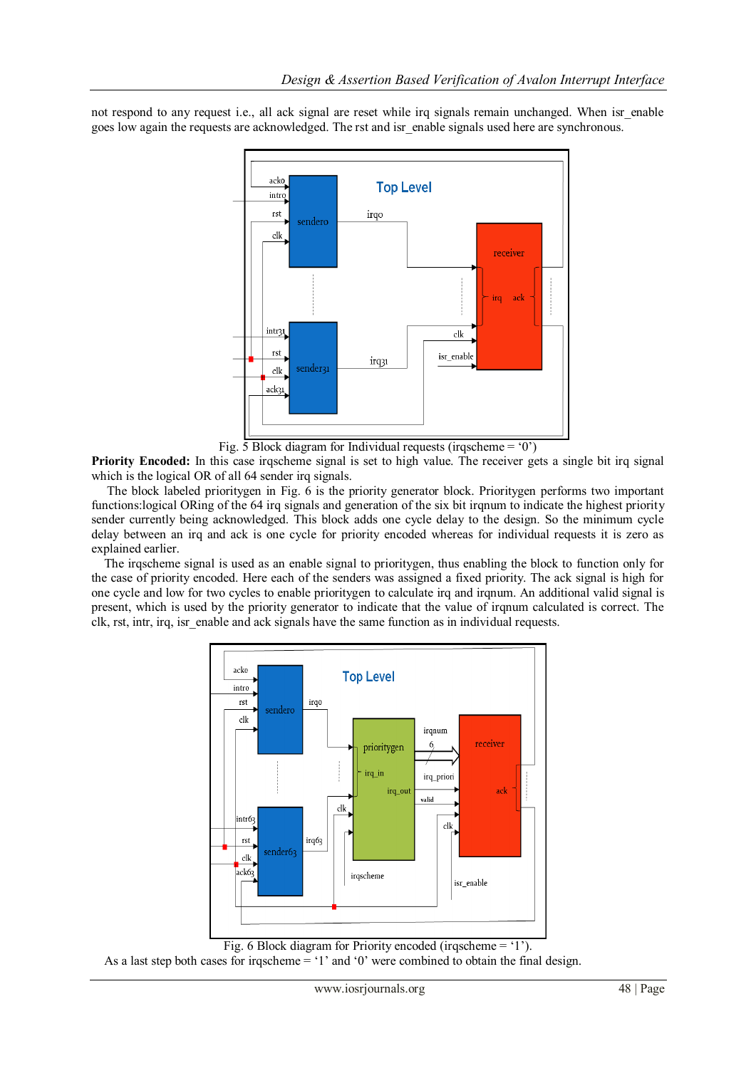not respond to any request i.e., all ack signal are reset while irq signals remain unchanged. When isr_enable goes low again the requests are acknowledged. The rst and isr_enable signals used here are synchronous.

Fig. 5 Block diagram for Individual requests (irqscheme = '0')

**Priority Encoded:** In this case irqscheme signal is set to high value. The receiver gets a single bit irq signal which is the logical OR of all 64 sender irq signals.

The block labeled prioritygen in Fig. 6 is the priority generator block. Prioritygen performs two important functions:logical ORing of the 64 irq signals and generation of the six bit irqnum to indicate the highest priority sender currently being acknowledged. This block adds one cycle delay to the design. So the minimum cycle delay between an irq and ack is one cycle for priority encoded whereas for individual requests it is zero as explained earlier.

The irqscheme signal is used as an enable signal to prioritygen, thus enabling the block to function only for the case of priority encoded. Here each of the senders was assigned a fixed priority. The ack signal is high for one cycle and low for two cycles to enable prioritygen to calculate irq and irqnum. An additional valid signal is present, which is used by the priority generator to indicate that the value of irqnum calculated is correct. The clk, rst, intr, irq, isr_enable and ack signals have the same function as in individual requests.

Fig. 6 Block diagram for Priority encoded (irqscheme = '1').

As a last step both cases for irqscheme = '1' and '0' were combined to obtain the final design.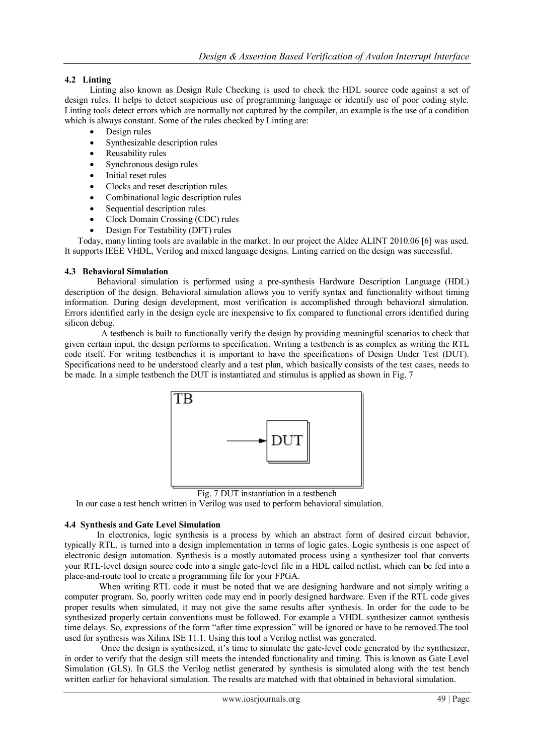### 4.2 Linting

Linting also known as Design Rule Checking is used to check the HDL source code against a set of design rules. It helps to detect suspicious use of programming language or identify use of poor coding style. Linting tools detect errors which are normally not captured by the compiler, an example is the use of a condition which is always constant. Some of the rules checked by Linting are:

- Design rules
- Synthesizable description rules
- Reusability rules
- Synchronous design rules
- Initial reset rules
- Clocks and reset description rules
- Combinational logic description rules
- Sequential description rules
- Clock Domain Crossing (CDC) rules
- Design For Testability (DFT) rules

Today, many linting tools are available in the market. In our project the Aldec ALINT 2010.06 [6] was used. It supports IEEE VHDL, Verilog and mixed language designs. Linting carried on the design was successful.

### 4.3 Behavioral Simulation

Behavioral simulation is performed using a pre-synthesis Hardware Description Language (HDL) description of the design. Behavioral simulation allows you to verify syntax and functionality without timing information. During design development, most verification is accomplished through behavioral simulation. Errors identified early in the design cycle are inexpensive to fix compared to functional errors identified during silicon debug.

A testbench is built to functionally verify the design by providing meaningful scenarios to check that given certain input, the design performs to specification. Writing a testbench is as complex as writing the RTL code itself. For writing testbenches it is important to have the specifications of Design Under Test (DUT). Specifications need to be understood clearly and a test plan, which basically consists of the test cases, needs to be made. In a simple testbench the DUT is instantiated and stimulus is applied as shown in Fig. 7

Fig. 7 DUT instantiation in a testbench

In our case a test bench written in Verilog was used to perform behavioral simulation.

### 4.4 Synthesis and Gate Level Simulation

In electronics, logic synthesis is a process by which an abstract form of desired circuit behavior, typically RTL, is turned into a design implementation in terms of logic gates. Logic synthesis is one aspect of electronic design automation. Synthesis is a mostly automated process using a synthesizer tool that converts your RTL-level design source code into a single gate-level file in a HDL called netlist, which can be fed into a place-and-route tool to create a programming file for your FPGA.

When writing RTL code it must be noted that we are designing hardware and not simply writing a computer program. So, poorly written code may end in poorly designed hardware. Even if the RTL code gives proper results when simulated, it may not give the same results after synthesis. In order for the code to be synthesized properly certain conventions must be followed. For example a VHDL synthesizer cannot synthesis time delays. So, expressions of the form "after time expression" will be ignored or have to be removed.The tool used for synthesis was Xilinx ISE 11.1. Using this tool a Verilog netlist was generated.

Once the design is synthesized, it's time to simulate the gate-level code generated by the synthesizer, in order to verify that the design still meets the intended functionality and timing. This is known as Gate Level Simulation (GLS). In GLS the Verilog netlist generated by synthesis is simulated along with the test bench written earlier for behavioral simulation. The results are matched with that obtained in behavioral simulation.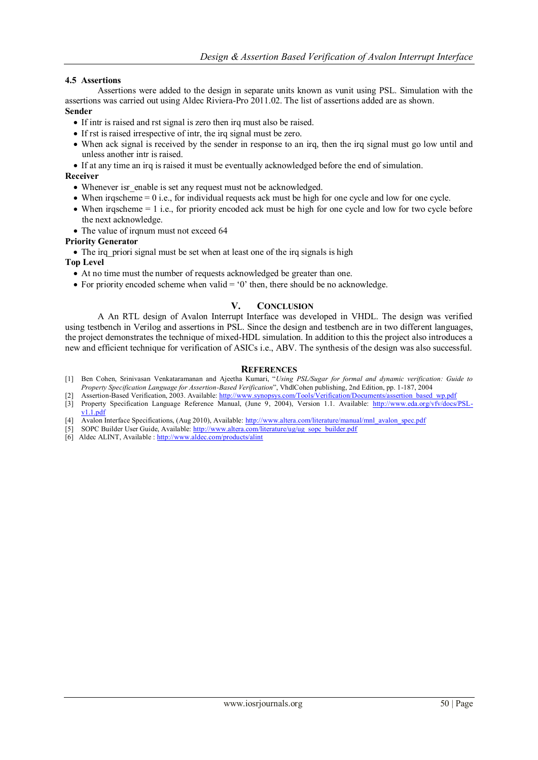### 4.5 Assertions

Assertions were added to the design in separate units known as vunit using PSL. Simulation with the assertions was carried out using Aldec Riviera-Pro 2011.02. The list of assertions added are as shown.

**Sender**

- If intr is raised and rst signal is zero then irq must also be raised.
- If rst is raised irrespective of intr, the irq signal must be zero.
- When ack signal is received by the sender in response to an irq, then the irq signal must go low until and unless another intr is raised.
- If at any time an irq is raised it must be eventually acknowledged before the end of simulation.

**Receiver**

- Whenever isr_enable is set any request must not be acknowledged.
- When irqscheme = 0 i.e., for individual requests ack must be high for one cycle and low for one cycle.
- When irqscheme = 1 i.e., for priority encoded ack must be high for one cycle and low for two cycle before the next acknowledge.
- The value of irqnum must not exceed 64

**Priority Generator**

- The irq_priori signal must be set when at least one of the irq signals is high

**Top Level**

- At no time must the number of requests acknowledged be greater than one.
- For priority encoded scheme when valid = '0' then, there should be no acknowledge.

## V. Conclusion

A An RTL design of Avalon Interrupt Interface was developed in VHDL. The design was verified using testbench in Verilog and assertions in PSL. Since the design and testbench are in two different languages, the project demonstrates the technique of mixed-HDL simulation. In addition to this the project also introduces a new and efficient technique for verification of ASICs i.e., ABV. The synthesis of the design was also successful.

## References

[1] Ben Cohen, Srinivasan Venkataramanan and Ajeetha Kumari, "*Using PSL/Sugar for formal and dynamic verification: Guide to Property Specification Language for Assertion-Based Verification*", VhdlCohen publishing, 2nd Edition, pp. 1-187, 2004

[2] Assertion-Based Verification, 2003. Available: http://www.synopsys.com/Tools/Verification/Documents/assertion_based_wp.pdf

[3] Property Specification Language Reference Manual, (June 9, 2004), Version 1.1. Available: http://www.eda.org/vfv/docs/PSL-v1.1.pdf

[4] Avalon Interface Specifications, (Aug 2010), Available: http://www.altera.com/literature/manual/mnl_avalon_spec.pdf

[5] SOPC Builder User Guide, Available: http://www.altera.com/literature/ug/ug_sopc_builder.pdf

[6] Aldec ALINT, Available : http://www.aldec.com/products/alint